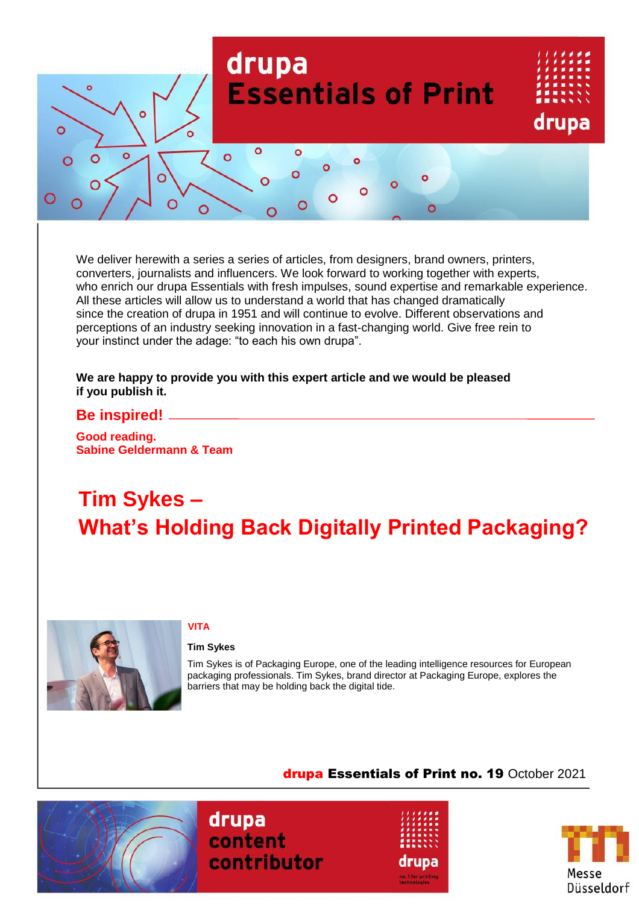# drupa Essentials of Print

We deliver herewith a series a series of articles, from designers, brand owners, printers, converters, journalists and influencers. We look forward to working together with experts, who enrich our drupa Essentials with fresh impulses, sound expertise and remarkable experience. All these articles will allow us to understand a world that has changed dramatically since the creation of drupa in 1951 and will continue to evolve. Different observations and perceptions of an industry seeking innovation in a fast-changing world. Give free rein to your instinct under the adage: “to each his own drupa”.

**We are happy to provide you with this expert article and we would be pleased if you publish it.**

**Be inspired!**

**Good reading.**
**Sabine Geldermann & Team**

# Tim Sykes – What’s Holding Back Digitally Printed Packaging?

**VITA**

**Tim Sykes**

Tim Sykes is of Packaging Europe, one of the leading intelligence resources for European packaging professionals. Tim Sykes, brand director at Packaging Europe, explores the barriers that may be holding back the digital tide.

**drupa Essentials of Print no. 19** October 2021

drupa content contributor

Messe Düsseldorf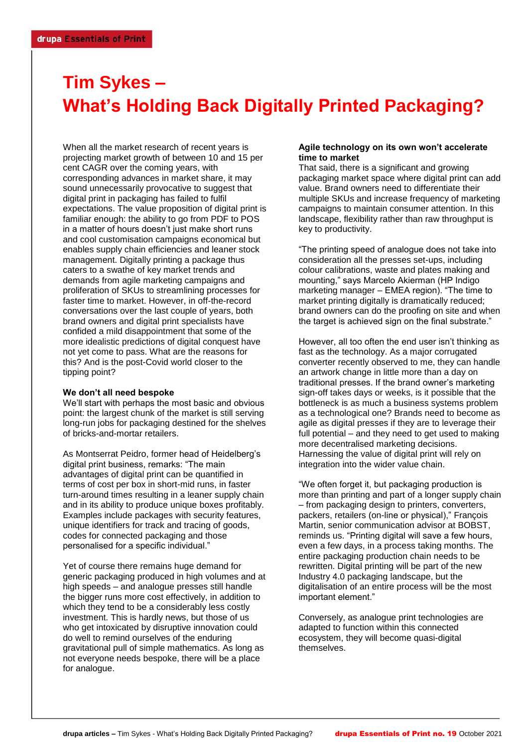# Tim Sykes – What's Holding Back Digitally Printed Packaging?

When all the market research of recent years is projecting market growth of between 10 and 15 per cent CAGR over the coming years, with corresponding advances in market share, it may sound unnecessarily provocative to suggest that digital print in packaging has failed to fulfil expectations. The value proposition of digital print is familiar enough: the ability to go from PDF to POS in a matter of hours doesn't just make short runs and cool customisation campaigns economical but enables supply chain efficiencies and leaner stock management. Digitally printing a package thus caters to a swathe of key market trends and demands from agile marketing campaigns and proliferation of SKUs to streamlining processes for faster time to market. However, in off-the-record conversations over the last couple of years, both brand owners and digital print specialists have confided a mild disappointment that some of the more idealistic predictions of digital conquest have not yet come to pass. What are the reasons for this? And is the post-Covid world closer to the tipping point?

**We don't all need bespoke**
We'll start with perhaps the most basic and obvious point: the largest chunk of the market is still serving long-run jobs for packaging destined for the shelves of bricks-and-mortar retailers.

As Montserrat Peidro, former head of Heidelberg's digital print business, remarks: "The main advantages of digital print can be quantified in terms of cost per box in short-mid runs, in faster turn-around times resulting in a leaner supply chain and in its ability to produce unique boxes profitably. Examples include packages with security features, unique identifiers for track and tracing of goods, codes for connected packaging and those personalised for a specific individual."

Yet of course there remains huge demand for generic packaging produced in high volumes and at high speeds – and analogue presses still handle the bigger runs more cost effectively, in addition to which they tend to be a considerably less costly investment. This is hardly news, but those of us who get intoxicated by disruptive innovation could do well to remind ourselves of the enduring gravitational pull of simple mathematics. As long as not everyone needs bespoke, there will be a place for analogue.

**Agile technology on its own won't accelerate time to market**
That said, there is a significant and growing packaging market space where digital print can add value. Brand owners need to differentiate their multiple SKUs and increase frequency of marketing campaigns to maintain consumer attention. In this landscape, flexibility rather than raw throughput is key to productivity.

"The printing speed of analogue does not take into consideration all the presses set-ups, including colour calibrations, waste and plates making and mounting," says Marcelo Akierman (HP Indigo marketing manager – EMEA region). "The time to market printing digitally is dramatically reduced; brand owners can do the proofing on site and when the target is achieved sign on the final substrate."

However, all too often the end user isn't thinking as fast as the technology. As a major corrugated converter recently observed to me, they can handle an artwork change in little more than a day on traditional presses. If the brand owner's marketing sign-off takes days or weeks, is it possible that the bottleneck is as much a business systems problem as a technological one? Brands need to become as agile as digital presses if they are to leverage their full potential – and they need to get used to making more decentralised marketing decisions. Harnessing the value of digital print will rely on integration into the wider value chain.

"We often forget it, but packaging production is more than printing and part of a longer supply chain – from packaging design to printers, converters, packers, retailers (on-line or physical)," François Martin, senior communication advisor at BOBST, reminds us. "Printing digital will save a few hours, even a few days, in a process taking months. The entire packaging production chain needs to be rewritten. Digital printing will be part of the new Industry 4.0 packaging landscape, but the digitalisation of an entire process will be the most important element."

Conversely, as analogue print technologies are adapted to function within this connected ecosystem, they will become quasi-digital themselves.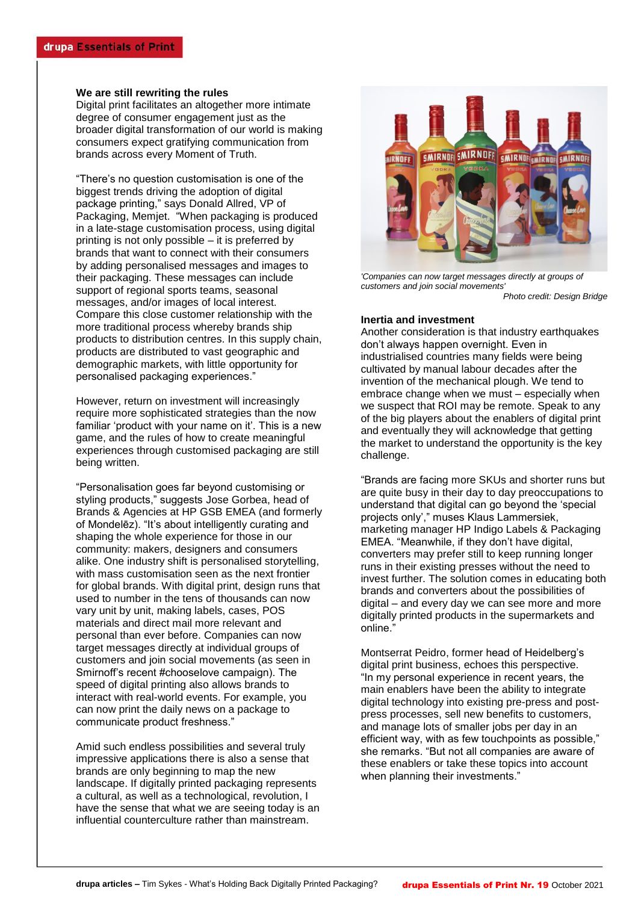### We are still rewriting the rules

Digital print facilitates an altogether more intimate degree of consumer engagement just as the broader digital transformation of our world is making consumers expect gratifying communication from brands across every Moment of Truth.

“There’s no question customisation is one of the biggest trends driving the adoption of digital package printing,” says Donald Allred, VP of Packaging, Memjet. “When packaging is produced in a late-stage customisation process, using digital printing is not only possible – it is preferred by brands that want to connect with their consumers by adding personalised messages and images to their packaging. These messages can include support of regional sports teams, seasonal messages, and/or images of local interest. Compare this close customer relationship with the more traditional process whereby brands ship products to distribution centres. In this supply chain, products are distributed to vast geographic and demographic markets, with little opportunity for personalised packaging experiences.”

However, return on investment will increasingly require more sophisticated strategies than the now familiar ‘product with your name on it’. This is a new game, and the rules of how to create meaningful experiences through customised packaging are still being written.

“Personalisation goes far beyond customising or styling products,” suggests Jose Gorbea, head of Brands & Agencies at HP GSB EMEA (and formerly of Mondelēz). “It’s about intelligently curating and shaping the whole experience for those in our community: makers, designers and consumers alike. One industry shift is personalised storytelling, with mass customisation seen as the next frontier for global brands. With digital print, design runs that used to number in the tens of thousands can now vary unit by unit, making labels, cases, POS materials and direct mail more relevant and personal than ever before. Companies can now target messages directly at individual groups of customers and join social movements (as seen in Smirnoff’s recent #chooselove campaign). The speed of digital printing also allows brands to interact with real-world events. For example, you can now print the daily news on a package to communicate product freshness.”

Amid such endless possibilities and several truly impressive applications there is also a sense that brands are only beginning to map the new landscape. If digitally printed packaging represents a cultural, as well as a technological, revolution, I have the sense that what we are seeing today is an influential counterculture rather than mainstream.

*'Companies can now target messages directly at groups of customers and join social movements'*

*Photo credit: Design Bridge*

### Inertia and investment

Another consideration is that industry earthquakes don’t always happen overnight. Even in industrialised countries many fields were being cultivated by manual labour decades after the invention of the mechanical plough. We tend to embrace change when we must – especially when we suspect that ROI may be remote. Speak to any of the big players about the enablers of digital print and eventually they will acknowledge that getting the market to understand the opportunity is the key challenge.

“Brands are facing more SKUs and shorter runs but are quite busy in their day to day preoccupations to understand that digital can go beyond the ‘special projects only’,” muses Klaus Lammersiek, marketing manager HP Indigo Labels & Packaging EMEA. “Meanwhile, if they don’t have digital, converters may prefer still to keep running longer runs in their existing presses without the need to invest further. The solution comes in educating both brands and converters about the possibilities of digital – and every day we can see more and more digitally printed products in the supermarkets and online.”

Montserrat Peidro, former head of Heidelberg’s digital print business, echoes this perspective. “In my personal experience in recent years, the main enablers have been the ability to integrate digital technology into existing pre-press and post-press processes, sell new benefits to customers, and manage lots of smaller jobs per day in an efficient way, with as few touchpoints as possible,” she remarks. “But not all companies are aware of these enablers or take these topics into account when planning their investments.”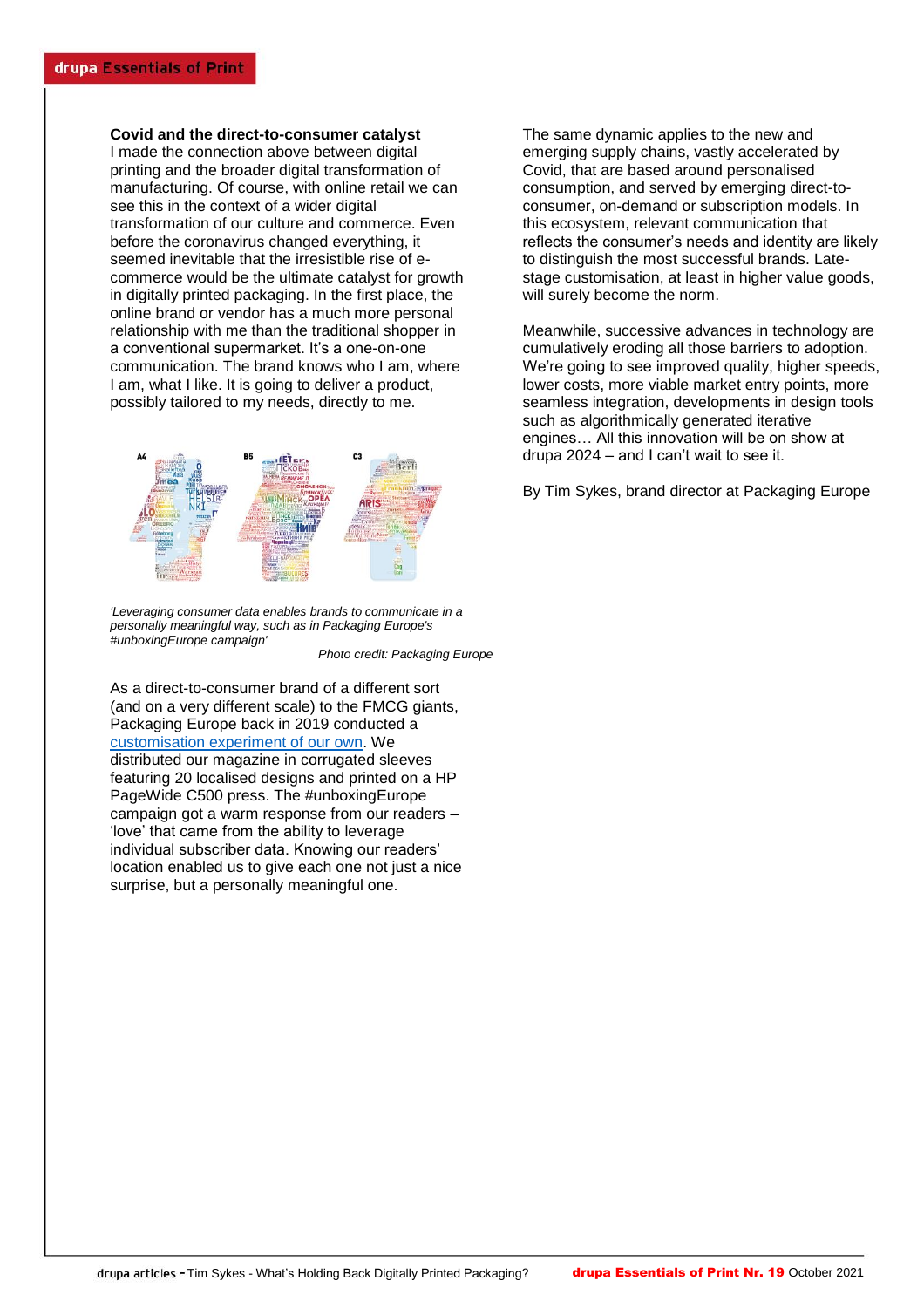**Covid and the direct-to-consumer catalyst**

I made the connection above between digital printing and the broader digital transformation of manufacturing. Of course, with online retail we can see this in the context of a wider digital transformation of our culture and commerce. Even before the coronavirus changed everything, it seemed inevitable that the irresistible rise of e-commerce would be the ultimate catalyst for growth in digitally printed packaging. In the first place, the online brand or vendor has a much more personal relationship with me than the traditional shopper in a conventional supermarket. It's a one-on-one communication. The brand knows who I am, where I am, what I like. It is going to deliver a product, possibly tailored to my needs, directly to me.

*'Leveraging consumer data enables brands to communicate in a personally meaningful way, such as in Packaging Europe's #unboxingEurope campaign'*

Photo credit: Packaging Europe

As a direct-to-consumer brand of a different sort (and on a very different scale) to the FMCG giants, Packaging Europe back in 2019 conducted a customisation experiment of our own. We distributed our magazine in corrugated sleeves featuring 20 localised designs and printed on a HP PageWide C500 press. The #unboxingEurope campaign got a warm response from our readers – 'love' that came from the ability to leverage individual subscriber data. Knowing our readers' location enabled us to give each one not just a nice surprise, but a personally meaningful one.

The same dynamic applies to the new and emerging supply chains, vastly accelerated by Covid, that are based around personalised consumption, and served by emerging direct-to-consumer, on-demand or subscription models. In this ecosystem, relevant communication that reflects the consumer's needs and identity are likely to distinguish the most successful brands. Late-stage customisation, at least in higher value goods, will surely become the norm.

Meanwhile, successive advances in technology are cumulatively eroding all those barriers to adoption. We're going to see improved quality, higher speeds, lower costs, more viable market entry points, more seamless integration, developments in design tools such as algorithmically generated iterative engines… All this innovation will be on show at drupa 2024 – and I can't wait to see it.

By Tim Sykes, brand director at Packaging Europe